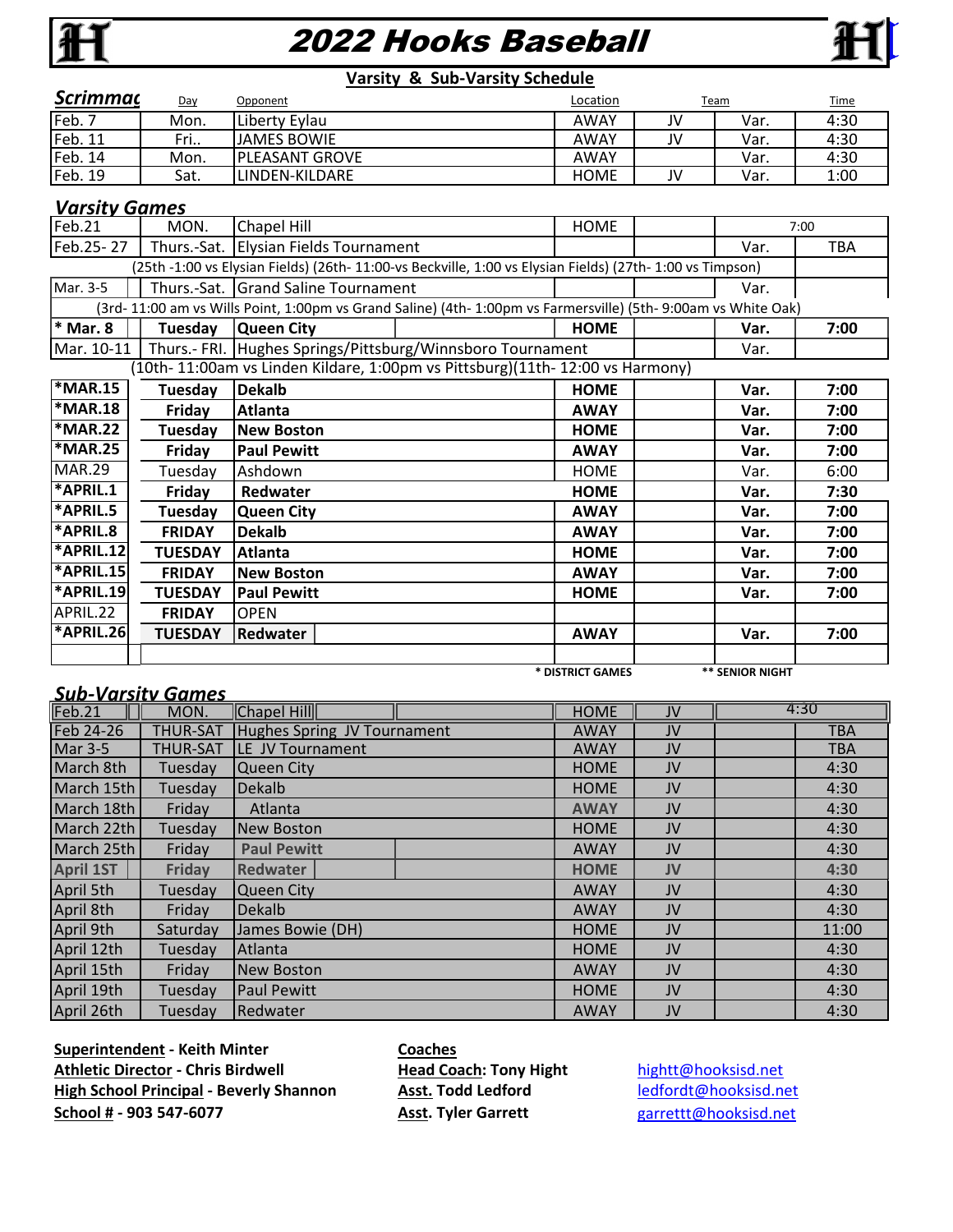# 2022 Hooks Baseball

## Varsity & Sub-Varsity Schedule

### Scrimmag

| Scrimmag | Day | Opponent | Location | Team | | Time |
|---|---|---|---|---|---|---|
| Feb. 7 | Mon. | Liberty Eylau | AWAY | JV | Var. | 4:30 |
| Feb. 11 | Fri.. | JAMES BOWIE | AWAY | JV | Var. | 4:30 |
| Feb. 14 | Mon. | PLEASANT GROVE | AWAY | | Var. | 4:30 |
| Feb. 19 | Sat. | LINDEN-KILDARE | HOME | JV | Var. | 1:00 |

### Varsity Games

| Date | Day | Opponent | Location | | Team | Time |
|---|---|---|---|---|---|---|
| Feb.21 | MON. | Chapel Hill | HOME | | 7:00 | |
| Feb.25- 27 | Thurs.-Sat. | Elysian Fields Tournament | | | Var. | TBA |
| | | (25th -1:00 vs Elysian Fields) (26th- 11:00-vs Beckville, 1:00 vs Elysian Fields) (27th- 1:00 vs Timpson) | | | | |
| Mar. 3-5 | Thurs.-Sat. | Grand Saline Tournament | | | Var. | |
| | | (3rd- 11:00 am vs Wills Point, 1:00pm vs Grand Saline) (4th- 1:00pm vs Farmersville) (5th- 9:00am vs White Oak) | | | | |
| **\* Mar. 8** | **Tuesday** | **Queen City** | **HOME** | | **Var.** | **7:00** |
| Mar. 10-11 | Thurs.- FRI. | Hughes Springs/Pittsburg/Winnsboro Tournament | | | Var. | |
| | | (10th- 11:00am vs Linden Kildare, 1:00pm vs Pittsburg)(11th- 12:00 vs Harmony) | | | | |
| **\*MAR.15** | **Tuesday** | **Dekalb** | **HOME** | | **Var.** | **7:00** |
| **\*MAR.18** | **Friday** | **Atlanta** | **AWAY** | | **Var.** | **7:00** |
| **\*MAR.22** | **Tuesday** | **New Boston** | **HOME** | | **Var.** | **7:00** |
| **\*MAR.25** | **Friday** | **Paul Pewitt** | **AWAY** | | **Var.** | **7:00** |
| MAR.29 | Tuesday | Ashdown | HOME | | Var. | 6:00 |
| **\*APRIL.1** | **Friday** | **Redwater** | **HOME** | | **Var.** | **7:30** |
| **\*APRIL.5** | **Tuesday** | **Queen City** | **AWAY** | | **Var.** | **7:00** |
| **\*APRIL.8** | **FRIDAY** | **Dekalb** | **AWAY** | | **Var.** | **7:00** |
| **\*APRIL.12** | **TUESDAY** | **Atlanta** | **HOME** | | **Var.** | **7:00** |
| **\*APRIL.15** | **FRIDAY** | **New Boston** | **AWAY** | | **Var.** | **7:00** |
| **\*APRIL.19** | **TUESDAY** | **Paul Pewitt** | **HOME** | | **Var.** | **7:00** |
| APRIL.22 | **FRIDAY** | OPEN | | | | |
| **\*APRIL.26** | **TUESDAY** | **Redwater** | **AWAY** | | **Var.** | **7:00** |

**\* DISTRICT GAMES** **\*\* SENIOR NIGHT**

### Sub-Varsity Games

| Date | Day | Opponent | Location | Team | | Time |
|---|---|---|---|---|---|---|
| Feb.21 | MON. | Chapel Hill | HOME | JV | | 4:30 |
| Feb 24-26 | THUR-SAT | Hughes Spring JV Tournament | AWAY | JV | | TBA |
| Mar 3-5 | THUR-SAT | LE JV Tournament | AWAY | JV | | TBA |
| March 8th | Tuesday | Queen City | HOME | JV | | 4:30 |
| March 15th | Tuesday | Dekalb | HOME | JV | | 4:30 |
| March 18th | Friday | Atlanta | AWAY | JV | | 4:30 |
| March 22th | Tuesday | New Boston | HOME | JV | | 4:30 |
| March 25th | Friday | Paul Pewitt | AWAY | JV | | 4:30 |
| April 1ST | Friday | Redwater | HOME | JV | | 4:30 |
| April 5th | Tuesday | Queen City | AWAY | JV | | 4:30 |
| April 8th | Friday | Dekalb | AWAY | JV | | 4:30 |
| April 9th | Saturday | James Bowie (DH) | HOME | JV | | 11:00 |
| April 12th | Tuesday | Atlanta | HOME | JV | | 4:30 |
| April 15th | Friday | New Boston | AWAY | JV | | 4:30 |
| April 19th | Tuesday | Paul Pewitt | HOME | JV | | 4:30 |
| April 26th | Tuesday | Redwater | AWAY | JV | | 4:30 |

**Superintendent - Keith Minter**
**Athletic Director - Chris Birdwell**
**High School Principal - Beverly Shannon**
**School # - 903 547-6077**

**Coaches**
**Head Coach: Tony Hight** hightt@hooksisd.net
**Asst. Todd Ledford** ledfordt@hooksisd.net
**Asst. Tyler Garrett** garrettt@hooksisd.net